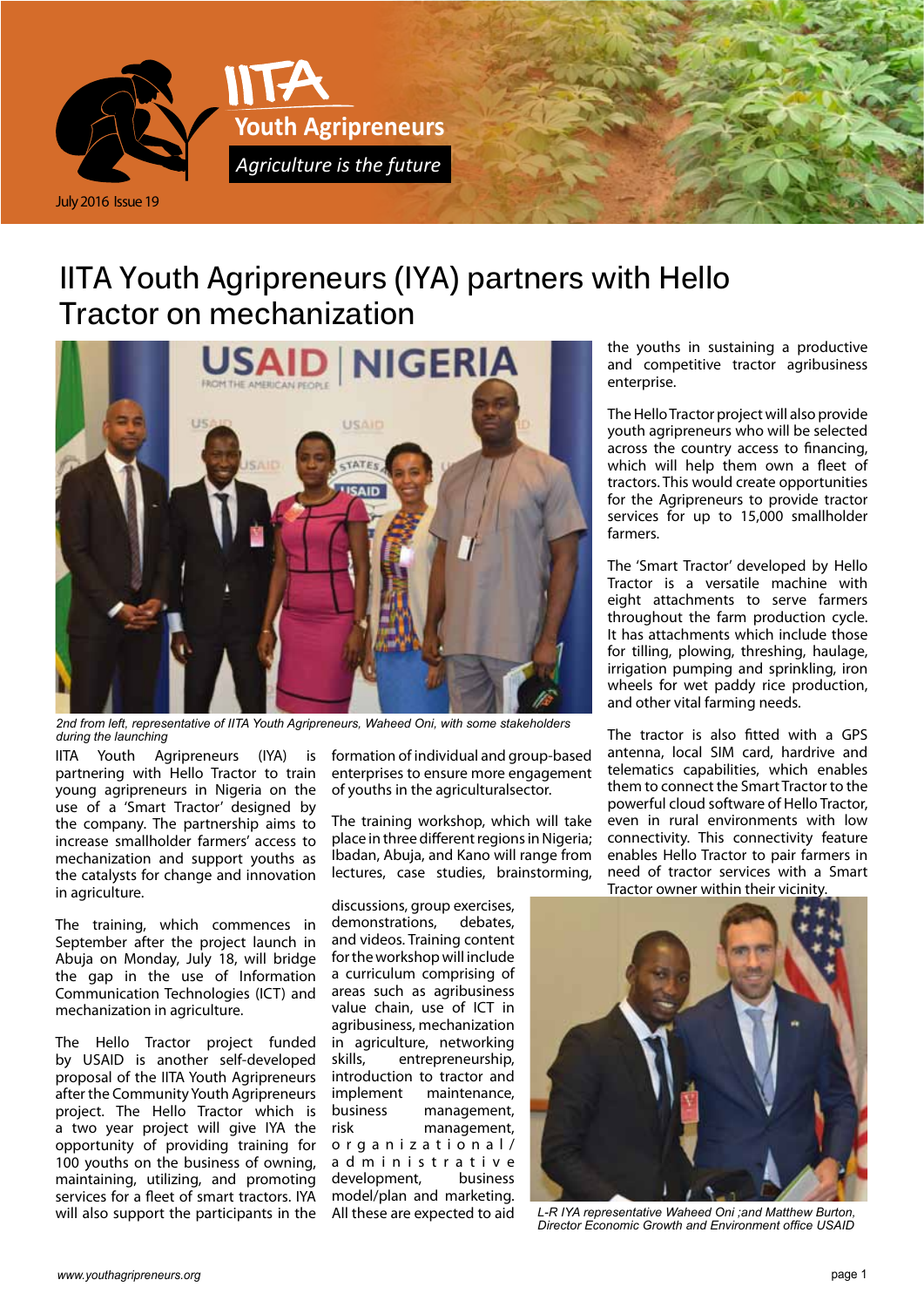# IITA Youth Agripreneurs (IYA) partners with Hello Tractor on mechanization

*2nd from left, representative of IITA Youth Agripreneurs, Waheed Oni, with some stakeholders during the launching*

IITA Youth Agripreneurs (IYA) is partnering with Hello Tractor to train young agripreneurs in Nigeria on the use of a 'Smart Tractor' designed by the company. The partnership aims to increase smallholder farmers' access to mechanization and support youths as the catalysts for change and innovation in agriculture.

The training, which commences in September after the project launch in Abuja on Monday, July 18, will bridge the gap in the use of Information Communication Technologies (ICT) and mechanization in agriculture.

The Hello Tractor project funded by USAID is another self-developed proposal of the IITA Youth Agripreneurs after the Community Youth Agripreneurs project. The Hello Tractor which is a two year project will give IYA the opportunity of providing training for 100 youths on the business of owning, maintaining, utilizing, and promoting services for a fleet of smart tractors. IYA will also support the participants in the formation of individual and group-based enterprises to ensure more engagement of youths in the agriculturalsector.

The training workshop, which will take place in three different regions in Nigeria; Ibadan, Abuja, and Kano will range from lectures, case studies, brainstorming, discussions, group exercises, demonstrations, debates, and videos. Training content for the workshop will include a curriculum comprising of areas such as agribusiness value chain, use of ICT in agribusiness, mechanization in agriculture, networking skills, entrepreneurship, introduction to tractor and implement maintenance, business management, risk management, organizational/administrative development, business model/plan and marketing. All these are expected to aid the youths in sustaining a productive and competitive tractor agribusiness enterprise.

The Hello Tractor project will also provide youth agripreneurs who will be selected across the country access to financing, which will help them own a fleet of tractors. This would create opportunities for the Agripreneurs to provide tractor services for up to 15,000 smallholder farmers.

The 'Smart Tractor' developed by Hello Tractor is a versatile machine with eight attachments to serve farmers throughout the farm production cycle. It has attachments which include those for tilling, plowing, threshing, haulage, irrigation pumping and sprinkling, iron wheels for wet paddy rice production, and other vital farming needs.

The tractor is also fitted with a GPS antenna, local SIM card, hardrive and telematics capabilities, which enables them to connect the Smart Tractor to the powerful cloud software of Hello Tractor, even in rural environments with low connectivity. This connectivity feature enables Hello Tractor to pair farmers in need of tractor services with a Smart Tractor owner within their vicinity.

*L-R IYA representative Waheed Oni ;and Matthew Burton, Director Economic Growth and Environment office USAID*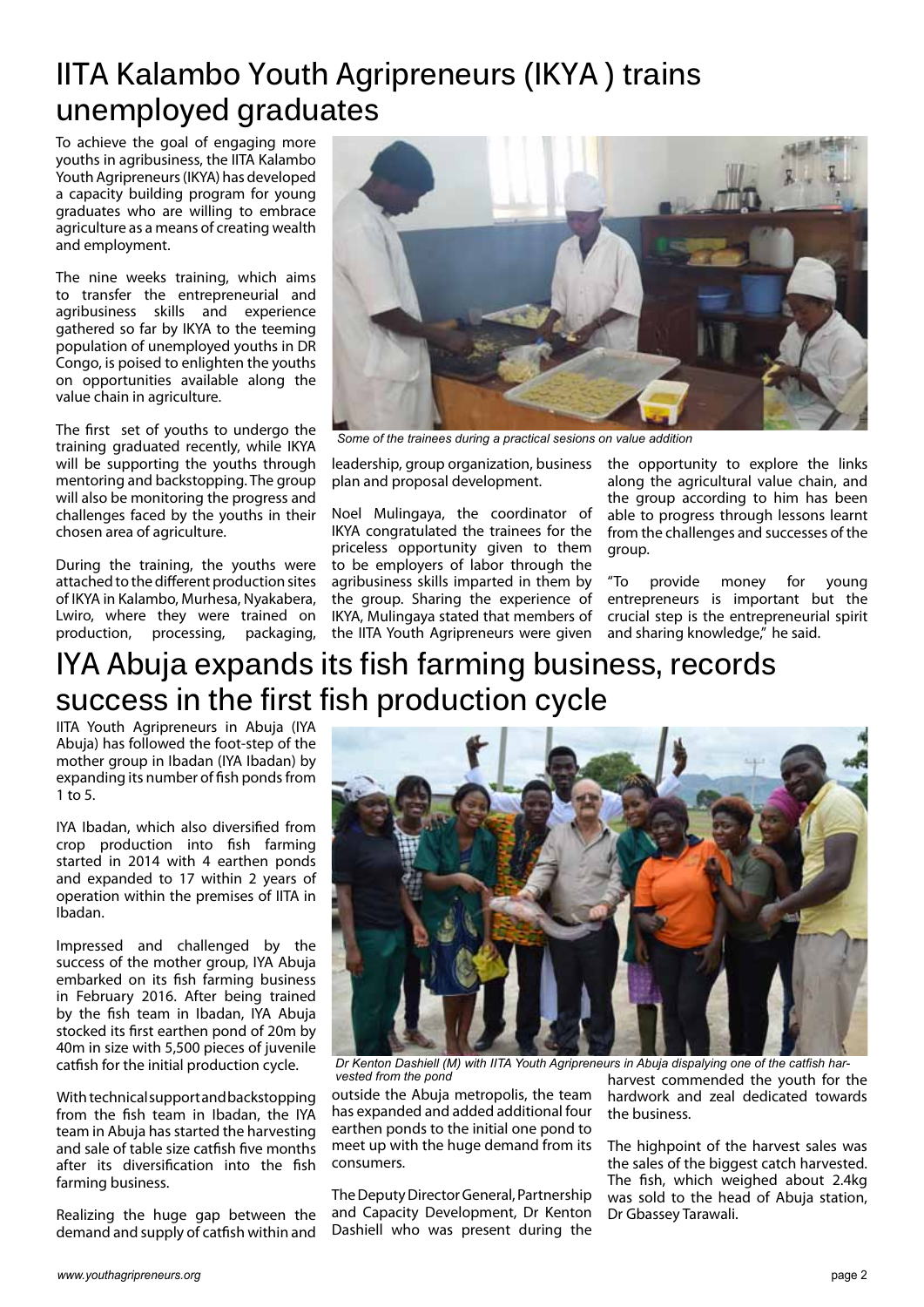# IITA Kalambo Youth Agripreneurs (IKYA ) trains unemployed graduates

To achieve the goal of engaging more youths in agribusiness, the IITA Kalambo Youth Agripreneurs (IKYA) has developed a capacity building program for young graduates who are willing to embrace agriculture as a means of creating wealth and employment.

The nine weeks training, which aims to transfer the entrepreneurial and agribusiness skills and experience gathered so far by IKYA to the teeming population of unemployed youths in DR Congo, is poised to enlighten the youths on opportunities available along the value chain in agriculture.

The first set of youths to undergo the training graduated recently, while IKYA will be supporting the youths through mentoring and backstopping. The group will also be monitoring the progress and challenges faced by the youths in their chosen area of agriculture.

During the training, the youths were attached to the different production sites of IKYA in Kalambo, Murhesa, Nyakabera, Lwiro, where they were trained on production, processing, packaging, leadership, group organization, business plan and proposal development.

*Some of the trainees during a practical sesions on value addition*

Noel Mulingaya, the coordinator of IKYA congratulated the trainees for the priceless opportunity given to them to be employers of labor through the agribusiness skills imparted in them by the group. Sharing the experience of IKYA, Mulingaya stated that members of the IITA Youth Agripreneurs were given the opportunity to explore the links along the agricultural value chain, and the group according to him has been able to progress through lessons learnt from the challenges and successes of the group.

"To provide money for young entrepreneurs is important but the crucial step is the entrepreneurial spirit and sharing knowledge," he said.

# IYA Abuja expands its fish farming business, records success in the first fish production cycle

IITA Youth Agripreneurs in Abuja (IYA Abuja) has followed the foot-step of the mother group in Ibadan (IYA Ibadan) by expanding its number of fish ponds from 1 to 5.

IYA Ibadan, which also diversified from crop production into fish farming started in 2014 with 4 earthen ponds and expanded to 17 within 2 years of operation within the premises of IITA in Ibadan.

Impressed and challenged by the success of the mother group, IYA Abuja embarked on its fish farming business in February 2016. After being trained by the fish team in Ibadan, IYA Abuja stocked its first earthen pond of 20m by 40m in size with 5,500 pieces of juvenile catfish for the initial production cycle.

With technical support and backstopping from the fish team in Ibadan, the IYA team in Abuja has started the harvesting and sale of table size catfish five months after its diversification into the fish farming business.

Realizing the huge gap between the demand and supply of catfish within and outside the Abuja metropolis, the team has expanded and added additional four earthen ponds to the initial one pond to meet up with the huge demand from its consumers.

*Dr Kenton Dashiell (M) with IITA Youth Agripreneurs in Abuja dispalying one of the catfish harvested from the pond*

The Deputy Director General, Partnership and Capacity Development, Dr Kenton Dashiell who was present during the harvest commended the youth for the hardwork and zeal dedicated towards the business.

The highpoint of the harvest sales was the sales of the biggest catch harvested. The fish, which weighed about 2.4kg was sold to the head of Abuja station, Dr Gbassey Tarawali.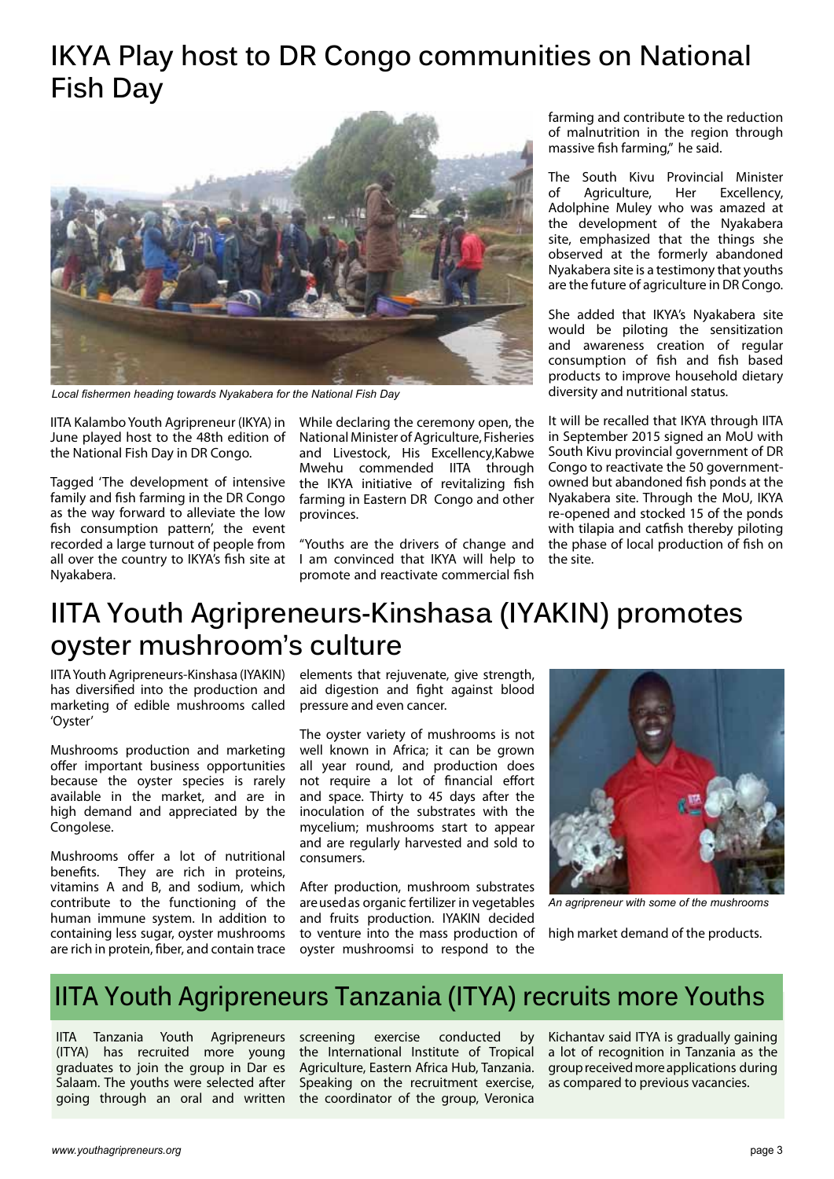## IKYA Play host to DR Congo communities on National Fish Day

*Local fishermen heading towards Nyakabera for the National Fish Day*

IITA Kalambo Youth Agripreneur (IKYA) in June played host to the 48th edition of the National Fish Day in DR Congo.

Tagged 'The development of intensive family and fish farming in the DR Congo as the way forward to alleviate the low fish consumption pattern', the event recorded a large turnout of people from all over the country to IKYA's fish site at Nyakabera.

While declaring the ceremony open, the National Minister of Agriculture, Fisheries and Livestock, His Excellency,Kabwe Mwehu commended IITA through the IKYA initiative of revitalizing fish farming in Eastern DR Congo and other provinces.

"Youths are the drivers of change and I am convinced that IKYA will help to promote and reactivate commercial fish farming and contribute to the reduction of malnutrition in the region through massive fish farming," he said.

The South Kivu Provincial Minister of Agriculture, Her Excellency, Adolphine Muley who was amazed at the development of the Nyakabera site, emphasized that the things she observed at the formerly abandoned Nyakabera site is a testimony that youths are the future of agriculture in DR Congo.

She added that IKYA's Nyakabera site would be piloting the sensitization and awareness creation of regular consumption of fish and fish based products to improve household dietary diversity and nutritional status.

It will be recalled that IKYA through IITA in September 2015 signed an MoU with South Kivu provincial government of DR Congo to reactivate the 50 government-owned but abandoned fish ponds at the Nyakabera site. Through the MoU, IKYA re-opened and stocked 15 of the ponds with tilapia and catfish thereby piloting the phase of local production of fish on the site.

## IITA Youth Agripreneurs-Kinshasa (IYAKIN) promotes oyster mushroom's culture

IITA Youth Agripreneurs-Kinshasa (IYAKIN) has diversified into the production and marketing of edible mushrooms called 'Oyster'

Mushrooms production and marketing offer important business opportunities because the oyster species is rarely available in the market, and are in high demand and appreciated by the Congolese.

Mushrooms offer a lot of nutritional benefits. They are rich in proteins, vitamins A and B, and sodium, which contribute to the functioning of the human immune system. In addition to containing less sugar, oyster mushrooms are rich in protein, fiber, and contain trace elements that rejuvenate, give strength, aid digestion and fight against blood pressure and even cancer.

The oyster variety of mushrooms is not well known in Africa; it can be grown all year round, and production does not require a lot of financial effort and space. Thirty to 45 days after the inoculation of the substrates with the mycelium; mushrooms start to appear and are regularly harvested and sold to consumers.

After production, mushroom substrates are used as organic fertilizer in vegetables and fruits production. IYAKIN decided to venture into the mass production of oyster mushroomsi to respond to the high market demand of the products.

*An agripreneur with some of the mushrooms*

## IITA Youth Agripreneurs Tanzania (ITYA) recruits more Youths

IITA Tanzania Youth Agripreneurs (ITYA) has recruited more young graduates to join the group in Dar es Salaam. The youths were selected after going through an oral and written screening exercise conducted by the International Institute of Tropical Agriculture, Eastern Africa Hub, Tanzania. Speaking on the recruitment exercise, the coordinator of the group, Veronica Kichantav said ITYA is gradually gaining a lot of recognition in Tanzania as the group received more applications during as compared to previous vacancies.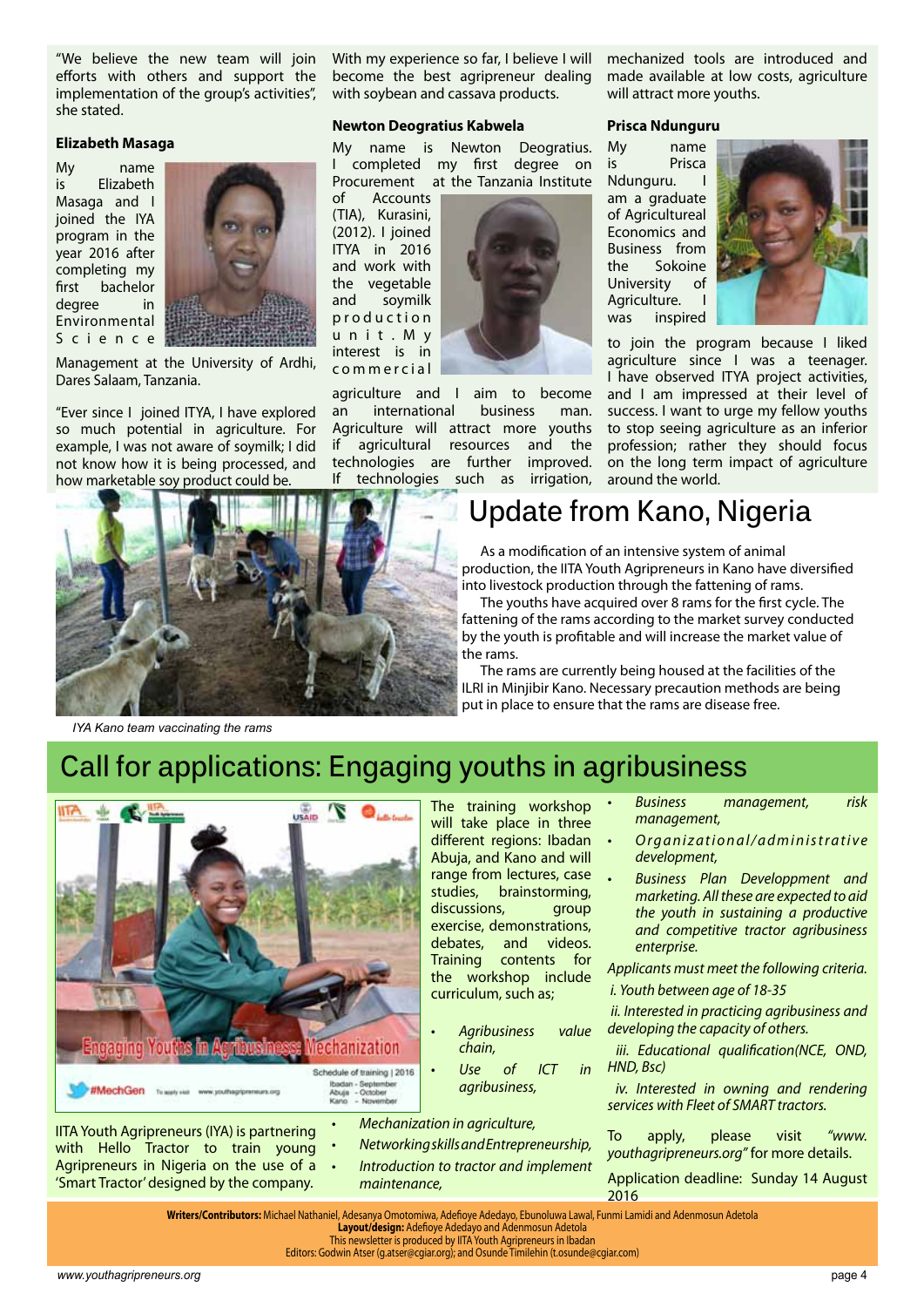"We believe the new team will join efforts with others and support the implementation of the group's activities", she stated.

### Elizabeth Masaga

My name is Elizabeth Masaga and I joined the IYA program in the year 2016 after completing my first bachelor degree in Environmental Science Management at the University of Ardhi, Dares Salaam, Tanzania.

"Ever since I joined ITYA, I have explored so much potential in agriculture. For example, I was not aware of soymilk; I did not know how it is being processed, and how marketable soy product could be. With my experience so far, I believe I will become the best agripreneur dealing with soybean and cassava products.

### Newton Deogratius Kabwela

My name is Newton Deogratius. I completed my first degree on Procurement at the Tanzania Institute of Accounts (TIA), Kurasini, (2012). I joined ITYA in 2016 and work with the vegetable and soymilk production unit. My interest is in commercial agriculture and I aim to become an international business man. Agriculture will attract more youths if agricultural resources and the technologies are further improved. If technologies such as irrigation, mechanized tools are introduced and made available at low costs, agriculture will attract more youths.

### Prisca Ndunguru

My name is Prisca Ndunguru. I am a graduate of Agricultureal Economics and Business from the Sokoine University of Agriculture. I was inspired to join the program because I liked agriculture since I was a teenager. I have observed ITYA project activities, and I am impressed at their level of success. I want to urge my fellow youths to stop seeing agriculture as an inferior profession; rather they should focus on the long term impact of agriculture around the world.

*IYA Kano team vaccinating the rams*

## Update from Kano, Nigeria

As a modification of an intensive system of animal production, the IITA Youth Agripreneurs in Kano have diversified into livestock production through the fattening of rams.

The youths have acquired over 8 rams for the first cycle. The fattening of the rams according to the market survey conducted by the youth is profitable and will increase the market value of the rams.

The rams are currently being housed at the facilities of the ILRI in Minjibir Kano. Necessary precaution methods are being put in place to ensure that the rams are disease free.

## Call for applications: Engaging youths in agribusiness

Engaging Youths in Agribusiness: Mechanization

Schedule of training | 2016
Ibadan - September
Abuja - October
Kano - November

#MechGen To apply visit www.youthagripreneurs.org

IITA Youth Agripreneurs (IYA) is partnering with Hello Tractor to train young Agripreneurs in Nigeria on the use of a 'Smart Tractor' designed by the company.

The training workshop will take place in three different regions: Ibadan Abuja, and Kano and will range from lectures, case studies, brainstorming, discussions, group exercise, demonstrations, debates, and videos. Training contents for the workshop include curriculum, such as;

- *Agribusiness value chain,*
- *Use of ICT in agribusiness,*
- *Mechanization in agriculture,*
- *Networking skills and Entrepreneurship,*
- *Introduction to tractor and implement maintenance,*
- *Business management, risk management,*
- *Organizational/administrative development,*
- *Business Plan Developpment and marketing. All these are expected to aid the youth in sustaining a productive and competitive tractor agribusiness enterprise.*

*Applicants must meet the following criteria.*

*i. Youth between age of 18-35*

*ii. Interested in practicing agribusiness and developing the capacity of others.*

*iii. Educational qualification(NCE, OND, HND, Bsc)*

*iv. Interested in owning and rendering services with Fleet of SMART tractors.*

To apply, please visit *"www.youthagripreneurs.org"* for more details.

Application deadline: Sunday 14 August 2016

**Writers/Contributors:** Michael Nathaniel, Adesanya Omotomiwa, Adefioye Adedayo, Ebunoluwa Lawal, Funmi Lamidi and Adenmosun Adetola
**Layout/design:** Adefioye Adedayo and Adenmosun Adetola
This newsletter is produced by IITA Youth Agripreneurs in Ibadan
Editors: Godwin Atser (g.atser@cgiar.org); and Osunde Timilehin (t.osunde@cgiar.com)